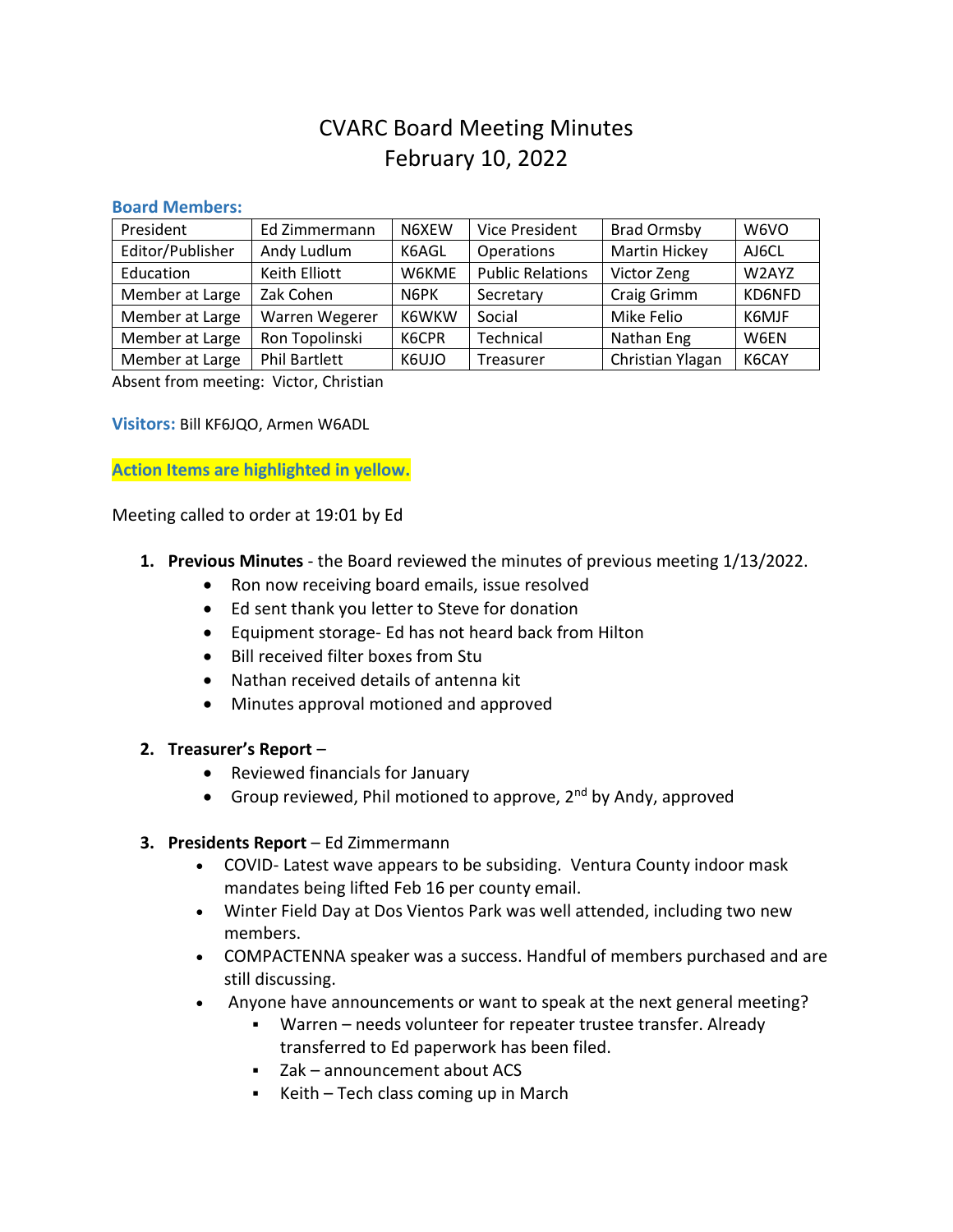# CVARC Board Meeting Minutes
# February 10, 2022

### Board Members:

| President | Ed Zimmermann | N6XEW | Vice President | Brad Ormsby | W6VO |
|---|---|---|---|---|---|
| Editor/Publisher | Andy Ludlum | K6AGL | Operations | Martin Hickey | AJ6CL |
| Education | Keith Elliott | W6KME | Public Relations | Victor Zeng | W2AYZ |
| Member at Large | Zak Cohen | N6PK | Secretary | Craig Grimm | KD6NFD |
| Member at Large | Warren Wegerer | K6WKW | Social | Mike Felio | K6MJF |
| Member at Large | Ron Topolinski | K6CPR | Technical | Nathan Eng | W6EN |
| Member at Large | Phil Bartlett | K6UJO | Treasurer | Christian Ylagan | K6CAY |

Absent from meeting: Victor, Christian

**Visitors:** Bill KF6JQO, Armen W6ADL

**Action Items are highlighted in yellow.**

Meeting called to order at 19:01 by Ed

1. **Previous Minutes** - the Board reviewed the minutes of previous meeting 1/13/2022.
   - Ron now receiving board emails, issue resolved
   - Ed sent thank you letter to Steve for donation
   - Equipment storage- Ed has not heard back from Hilton
   - Bill received filter boxes from Stu
   - Nathan received details of antenna kit
   - Minutes approval motioned and approved

2. **Treasurer's Report** –
   - Reviewed financials for January
   - Group reviewed, Phil motioned to approve, 2nd by Andy, approved

3. **Presidents Report** – Ed Zimmermann
   - COVID- Latest wave appears to be subsiding. Ventura County indoor mask mandates being lifted Feb 16 per county email.
   - Winter Field Day at Dos Vientos Park was well attended, including two new members.
   - COMPACTENNA speaker was a success. Handful of members purchased and are still discussing.
   - Anyone have announcements or want to speak at the next general meeting?
     - Warren – needs volunteer for repeater trustee transfer. Already transferred to Ed paperwork has been filed.
     - Zak – announcement about ACS
     - Keith – Tech class coming up in March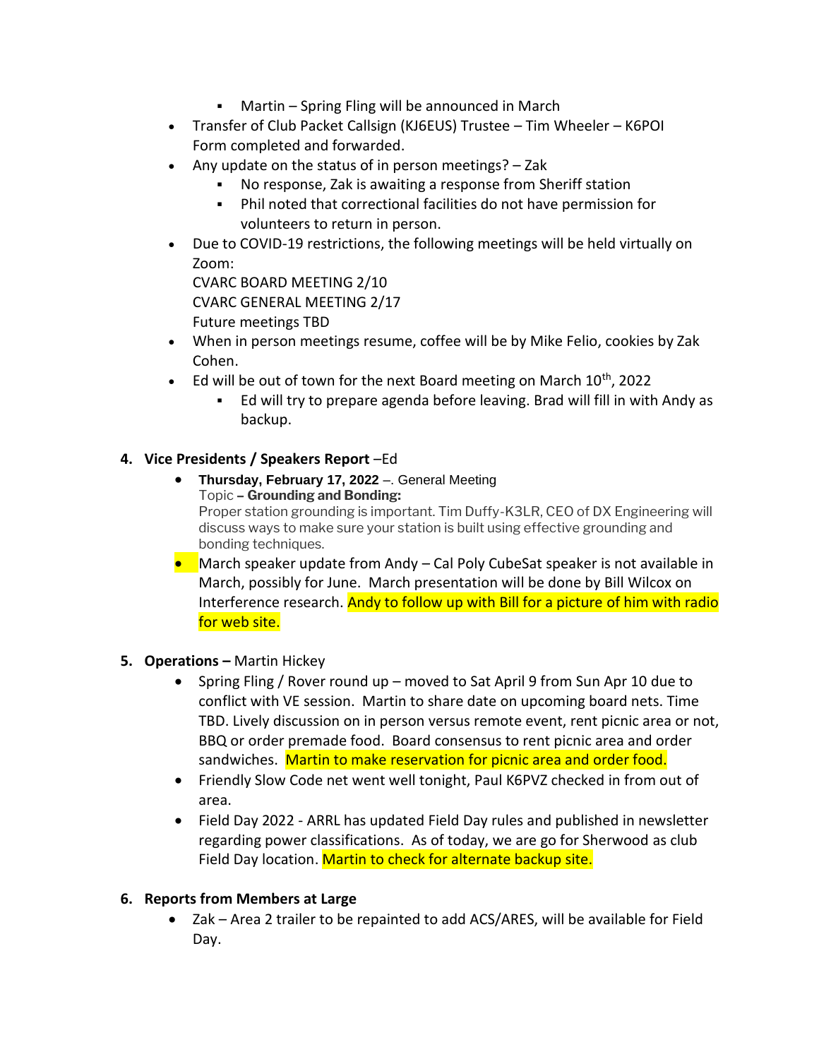- Martin – Spring Fling will be announced in March
- Transfer of Club Packet Callsign (KJ6EUS) Trustee – Tim Wheeler – K6POI Form completed and forwarded.
- Any update on the status of in person meetings? – Zak
    - No response, Zak is awaiting a response from Sheriff station
    - Phil noted that correctional facilities do not have permission for volunteers to return in person.
- Due to COVID-19 restrictions, the following meetings will be held virtually on Zoom:
  CVARC BOARD MEETING 2/10
  CVARC GENERAL MEETING 2/17
  Future meetings TBD
- When in person meetings resume, coffee will be by Mike Felio, cookies by Zak Cohen.
- Ed will be out of town for the next Board meeting on March 10th, 2022
    - Ed will try to prepare agenda before leaving. Brad will fill in with Andy as backup.

**4. Vice Presidents / Speakers Report** –Ed

- **Thursday, February 17, 2022** –. General Meeting
  Topic **– Grounding and Bonding:**
  Proper station grounding is important. Tim Duffy-K3LR, CEO of DX Engineering will discuss ways to make sure your station is built using effective grounding and bonding techniques.
- March speaker update from Andy – Cal Poly CubeSat speaker is not available in March, possibly for June. March presentation will be done by Bill Wilcox on Interference research. Andy to follow up with Bill for a picture of him with radio for web site.

**5. Operations –** Martin Hickey

- Spring Fling / Rover round up – moved to Sat April 9 from Sun Apr 10 due to conflict with VE session. Martin to share date on upcoming board nets. Time TBD. Lively discussion on in person versus remote event, rent picnic area or not, BBQ or order premade food. Board consensus to rent picnic area and order sandwiches. Martin to make reservation for picnic area and order food.
- Friendly Slow Code net went well tonight, Paul K6PVZ checked in from out of area.
- Field Day 2022 - ARRL has updated Field Day rules and published in newsletter regarding power classifications. As of today, we are go for Sherwood as club Field Day location. Martin to check for alternate backup site.

**6. Reports from Members at Large**

- Zak – Area 2 trailer to be repainted to add ACS/ARES, will be available for Field Day.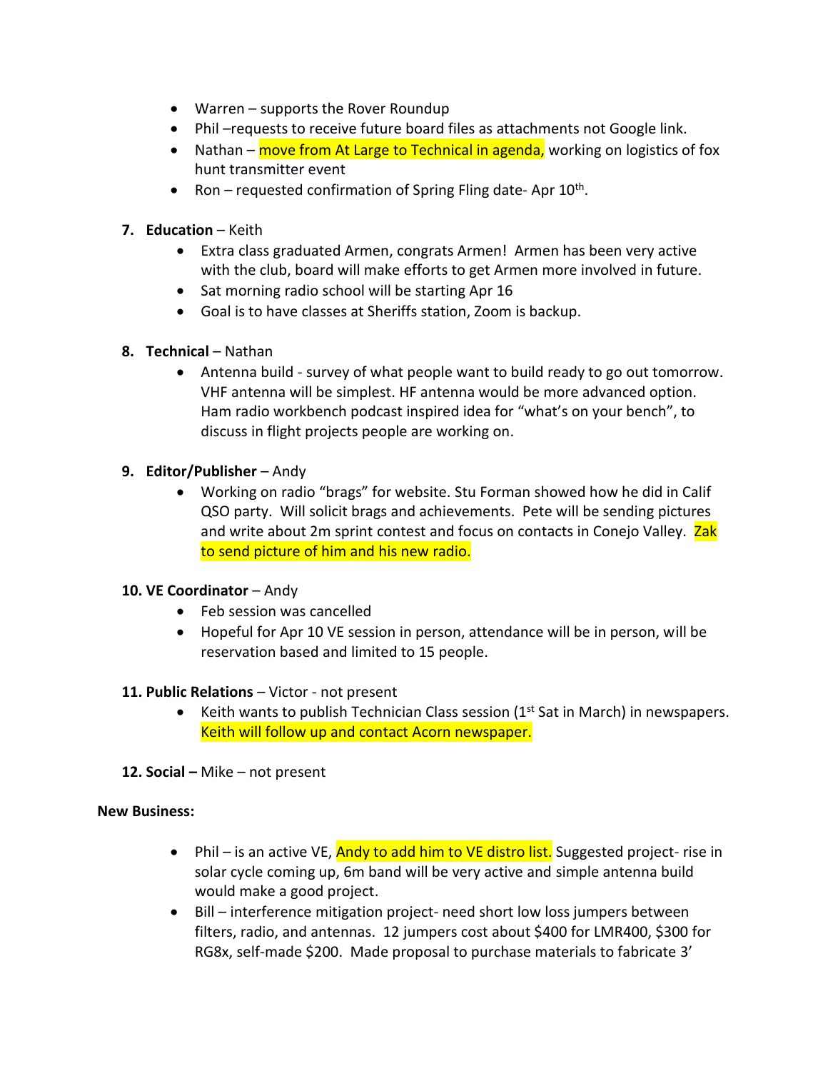- Warren – supports the Rover Roundup
- Phil –requests to receive future board files as attachments not Google link.
- Nathan – move from At Large to Technical in agenda, working on logistics of fox hunt transmitter event
- Ron – requested confirmation of Spring Fling date- Apr 10th.

7. **Education** – Keith
   - Extra class graduated Armen, congrats Armen! Armen has been very active with the club, board will make efforts to get Armen more involved in future.
   - Sat morning radio school will be starting Apr 16
   - Goal is to have classes at Sheriffs station, Zoom is backup.

8. **Technical** – Nathan
   - Antenna build - survey of what people want to build ready to go out tomorrow. VHF antenna will be simplest. HF antenna would be more advanced option. Ham radio workbench podcast inspired idea for "what's on your bench", to discuss in flight projects people are working on.

9. **Editor/Publisher** – Andy
   - Working on radio "brags" for website. Stu Forman showed how he did in Calif QSO party. Will solicit brags and achievements. Pete will be sending pictures and write about 2m sprint contest and focus on contacts in Conejo Valley. Zak to send picture of him and his new radio.

10. **VE Coordinator** – Andy
    - Feb session was cancelled
    - Hopeful for Apr 10 VE session in person, attendance will be in person, will be reservation based and limited to 15 people.

11. **Public Relations** – Victor - not present
    - Keith wants to publish Technician Class session (1st Sat in March) in newspapers. Keith will follow up and contact Acorn newspaper.

12. **Social –** Mike – not present

**New Business:**

- Phil – is an active VE, Andy to add him to VE distro list. Suggested project- rise in solar cycle coming up, 6m band will be very active and simple antenna build would make a good project.
- Bill – interference mitigation project- need short low loss jumpers between filters, radio, and antennas. 12 jumpers cost about $400 for LMR400, $300 for RG8x, self-made $200. Made proposal to purchase materials to fabricate 3'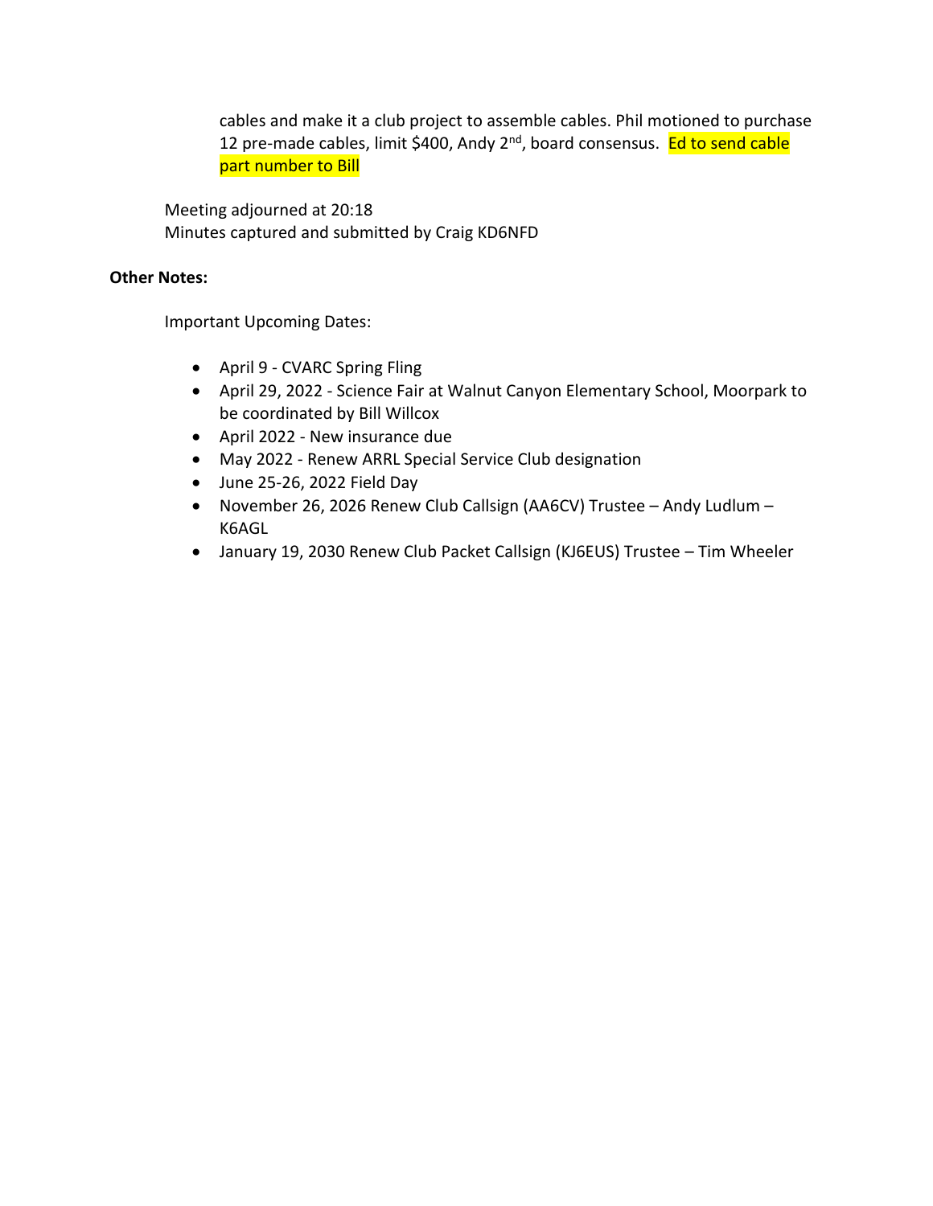cables and make it a club project to assemble cables. Phil motioned to purchase 12 pre-made cables, limit $400, Andy 2nd, board consensus. Ed to send cable part number to Bill

Meeting adjourned at 20:18
Minutes captured and submitted by Craig KD6NFD

**Other Notes:**

Important Upcoming Dates:

- April 9 - CVARC Spring Fling
- April 29, 2022 - Science Fair at Walnut Canyon Elementary School, Moorpark to be coordinated by Bill Willcox
- April 2022 - New insurance due
- May 2022 - Renew ARRL Special Service Club designation
- June 25-26, 2022 Field Day
- November 26, 2026 Renew Club Callsign (AA6CV) Trustee – Andy Ludlum – K6AGL
- January 19, 2030 Renew Club Packet Callsign (KJ6EUS) Trustee – Tim Wheeler